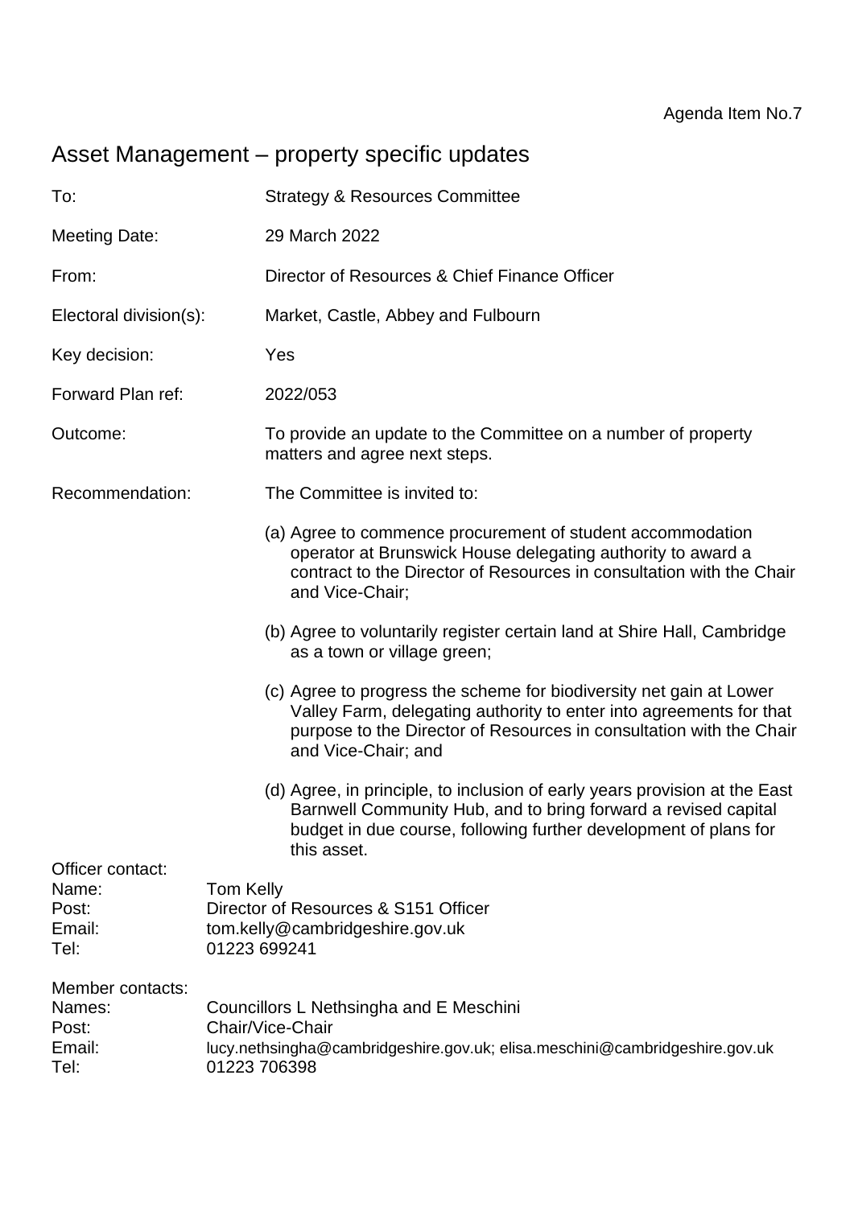Agenda Item No.7

# Asset Management – property specific updates

To: Strategy & Resources Committee

Meeting Date: 29 March 2022

From: Director of Resources & Chief Finance Officer

Electoral division(s): Market, Castle, Abbey and Fulbourn

Key decision: Yes

Forward Plan ref: 2022/053

Outcome: To provide an update to the Committee on a number of property matters and agree next steps.

Recommendation: The Committee is invited to:

(a) Agree to commence procurement of student accommodation operator at Brunswick House delegating authority to award a contract to the Director of Resources in consultation with the Chair and Vice-Chair;

(b) Agree to voluntarily register certain land at Shire Hall, Cambridge as a town or village green;

(c) Agree to progress the scheme for biodiversity net gain at Lower Valley Farm, delegating authority to enter into agreements for that purpose to the Director of Resources in consultation with the Chair and Vice-Chair; and

(d) Agree, in principle, to inclusion of early years provision at the East Barnwell Community Hub, and to bring forward a revised capital budget in due course, following further development of plans for this asset.

Officer contact:
Name: Tom Kelly
Post: Director of Resources & S151 Officer
Email: tom.kelly@cambridgeshire.gov.uk
Tel: 01223 699241

Member contacts:
Names: Councillors L Nethsingha and E Meschini
Post: Chair/Vice-Chair
Email: lucy.nethsingha@cambridgeshire.gov.uk; elisa.meschini@cambridgeshire.gov.uk
Tel: 01223 706398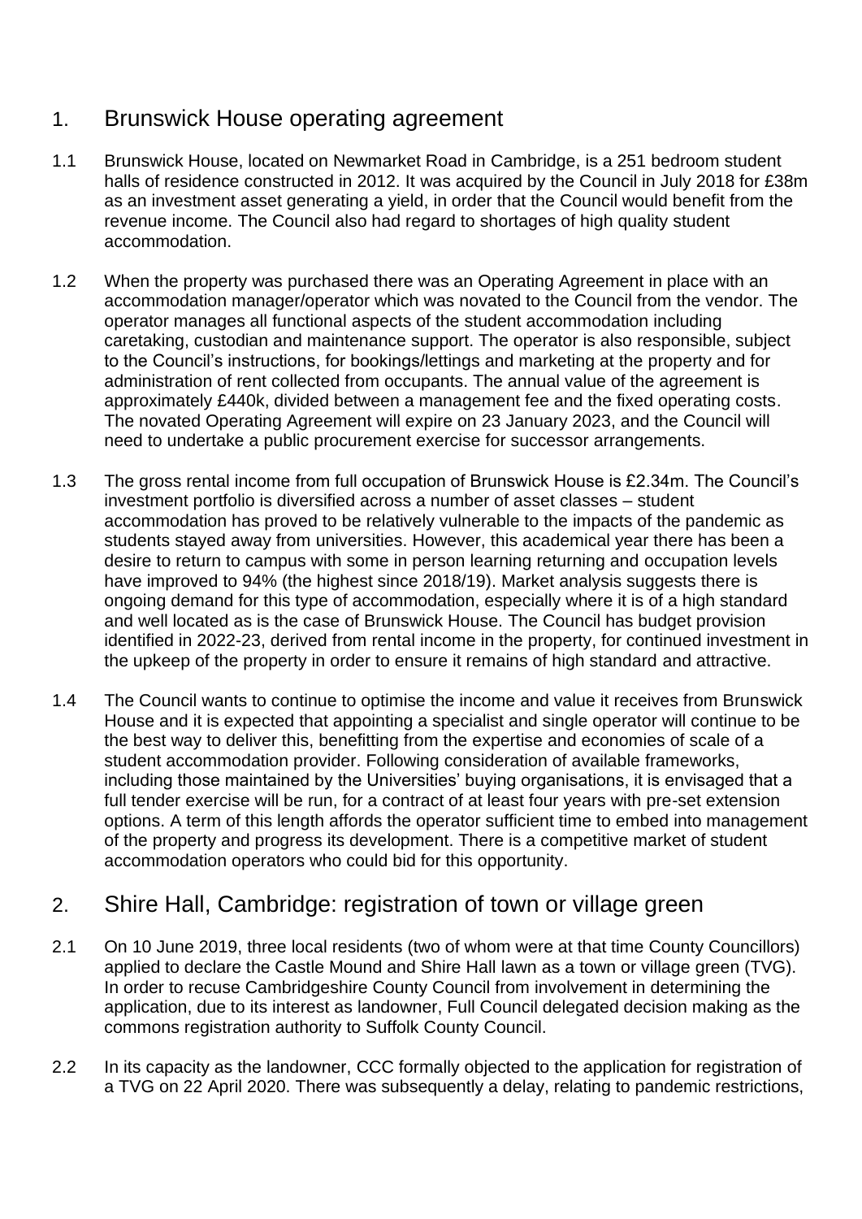## 1. Brunswick House operating agreement

1.1 Brunswick House, located on Newmarket Road in Cambridge, is a 251 bedroom student halls of residence constructed in 2012. It was acquired by the Council in July 2018 for £38m as an investment asset generating a yield, in order that the Council would benefit from the revenue income. The Council also had regard to shortages of high quality student accommodation.

1.2 When the property was purchased there was an Operating Agreement in place with an accommodation manager/operator which was novated to the Council from the vendor. The operator manages all functional aspects of the student accommodation including caretaking, custodian and maintenance support. The operator is also responsible, subject to the Council's instructions, for bookings/lettings and marketing at the property and for administration of rent collected from occupants. The annual value of the agreement is approximately £440k, divided between a management fee and the fixed operating costs. The novated Operating Agreement will expire on 23 January 2023, and the Council will need to undertake a public procurement exercise for successor arrangements.

1.3 The gross rental income from full occupation of Brunswick House is £2.34m. The Council's investment portfolio is diversified across a number of asset classes – student accommodation has proved to be relatively vulnerable to the impacts of the pandemic as students stayed away from universities. However, this academical year there has been a desire to return to campus with some in person learning returning and occupation levels have improved to 94% (the highest since 2018/19). Market analysis suggests there is ongoing demand for this type of accommodation, especially where it is of a high standard and well located as is the case of Brunswick House. The Council has budget provision identified in 2022-23, derived from rental income in the property, for continued investment in the upkeep of the property in order to ensure it remains of high standard and attractive.

1.4 The Council wants to continue to optimise the income and value it receives from Brunswick House and it is expected that appointing a specialist and single operator will continue to be the best way to deliver this, benefitting from the expertise and economies of scale of a student accommodation provider. Following consideration of available frameworks, including those maintained by the Universities' buying organisations, it is envisaged that a full tender exercise will be run, for a contract of at least four years with pre-set extension options. A term of this length affords the operator sufficient time to embed into management of the property and progress its development. There is a competitive market of student accommodation operators who could bid for this opportunity.

## 2. Shire Hall, Cambridge: registration of town or village green

2.1 On 10 June 2019, three local residents (two of whom were at that time County Councillors) applied to declare the Castle Mound and Shire Hall lawn as a town or village green (TVG). In order to recuse Cambridgeshire County Council from involvement in determining the application, due to its interest as landowner, Full Council delegated decision making as the commons registration authority to Suffolk County Council.

2.2 In its capacity as the landowner, CCC formally objected to the application for registration of a TVG on 22 April 2020. There was subsequently a delay, relating to pandemic restrictions,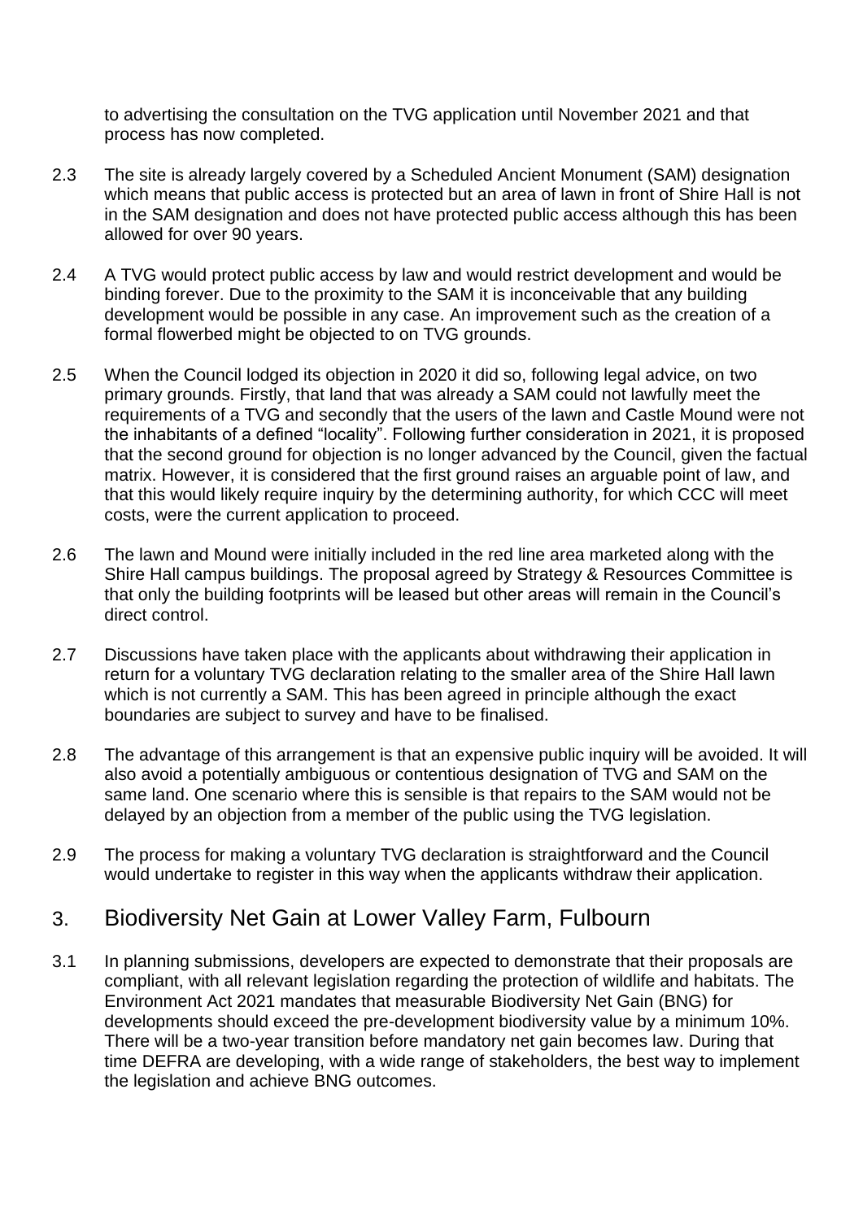to advertising the consultation on the TVG application until November 2021 and that process has now completed.

2.3 The site is already largely covered by a Scheduled Ancient Monument (SAM) designation which means that public access is protected but an area of lawn in front of Shire Hall is not in the SAM designation and does not have protected public access although this has been allowed for over 90 years.

2.4 A TVG would protect public access by law and would restrict development and would be binding forever. Due to the proximity to the SAM it is inconceivable that any building development would be possible in any case. An improvement such as the creation of a formal flowerbed might be objected to on TVG grounds.

2.5 When the Council lodged its objection in 2020 it did so, following legal advice, on two primary grounds. Firstly, that land that was already a SAM could not lawfully meet the requirements of a TVG and secondly that the users of the lawn and Castle Mound were not the inhabitants of a defined "locality". Following further consideration in 2021, it is proposed that the second ground for objection is no longer advanced by the Council, given the factual matrix. However, it is considered that the first ground raises an arguable point of law, and that this would likely require inquiry by the determining authority, for which CCC will meet costs, were the current application to proceed.

2.6 The lawn and Mound were initially included in the red line area marketed along with the Shire Hall campus buildings. The proposal agreed by Strategy & Resources Committee is that only the building footprints will be leased but other areas will remain in the Council's direct control.

2.7 Discussions have taken place with the applicants about withdrawing their application in return for a voluntary TVG declaration relating to the smaller area of the Shire Hall lawn which is not currently a SAM. This has been agreed in principle although the exact boundaries are subject to survey and have to be finalised.

2.8 The advantage of this arrangement is that an expensive public inquiry will be avoided. It will also avoid a potentially ambiguous or contentious designation of TVG and SAM on the same land. One scenario where this is sensible is that repairs to the SAM would not be delayed by an objection from a member of the public using the TVG legislation.

2.9 The process for making a voluntary TVG declaration is straightforward and the Council would undertake to register in this way when the applicants withdraw their application.

## 3. Biodiversity Net Gain at Lower Valley Farm, Fulbourn

3.1 In planning submissions, developers are expected to demonstrate that their proposals are compliant, with all relevant legislation regarding the protection of wildlife and habitats. The Environment Act 2021 mandates that measurable Biodiversity Net Gain (BNG) for developments should exceed the pre-development biodiversity value by a minimum 10%. There will be a two-year transition before mandatory net gain becomes law. During that time DEFRA are developing, with a wide range of stakeholders, the best way to implement the legislation and achieve BNG outcomes.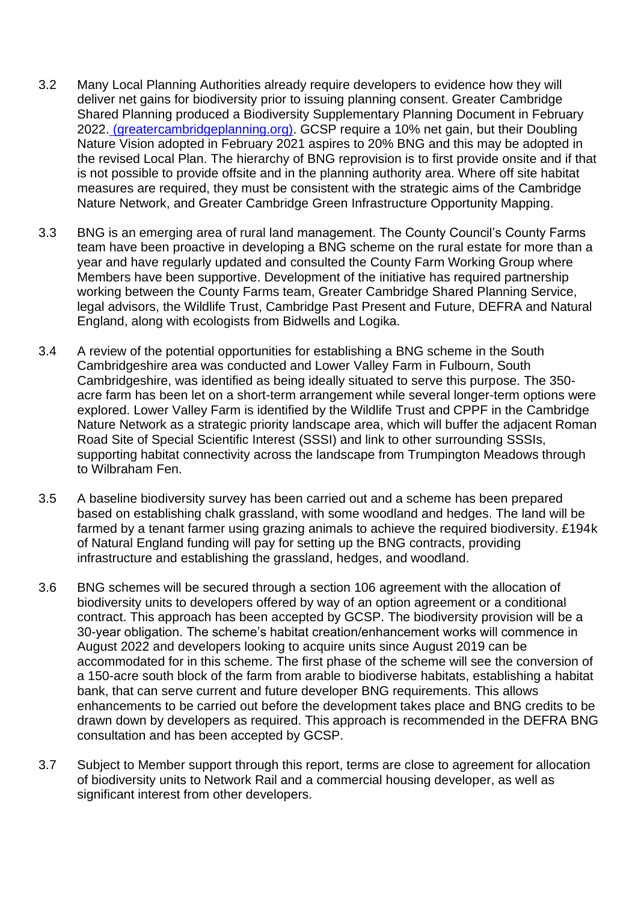3.2 Many Local Planning Authorities already require developers to evidence how they will deliver net gains for biodiversity prior to issuing planning consent. Greater Cambridge Shared Planning produced a Biodiversity Supplementary Planning Document in February 2022. (greatercambridgeplanning.org). GCSP require a 10% net gain, but their Doubling Nature Vision adopted in February 2021 aspires to 20% BNG and this may be adopted in the revised Local Plan. The hierarchy of BNG reprovision is to first provide onsite and if that is not possible to provide offsite and in the planning authority area. Where off site habitat measures are required, they must be consistent with the strategic aims of the Cambridge Nature Network, and Greater Cambridge Green Infrastructure Opportunity Mapping.

3.3 BNG is an emerging area of rural land management. The County Council's County Farms team have been proactive in developing a BNG scheme on the rural estate for more than a year and have regularly updated and consulted the County Farm Working Group where Members have been supportive. Development of the initiative has required partnership working between the County Farms team, Greater Cambridge Shared Planning Service, legal advisors, the Wildlife Trust, Cambridge Past Present and Future, DEFRA and Natural England, along with ecologists from Bidwells and Logika.

3.4 A review of the potential opportunities for establishing a BNG scheme in the South Cambridgeshire area was conducted and Lower Valley Farm in Fulbourn, South Cambridgeshire, was identified as being ideally situated to serve this purpose. The 350-acre farm has been let on a short-term arrangement while several longer-term options were explored. Lower Valley Farm is identified by the Wildlife Trust and CPPF in the Cambridge Nature Network as a strategic priority landscape area, which will buffer the adjacent Roman Road Site of Special Scientific Interest (SSSI) and link to other surrounding SSSIs, supporting habitat connectivity across the landscape from Trumpington Meadows through to Wilbraham Fen.

3.5 A baseline biodiversity survey has been carried out and a scheme has been prepared based on establishing chalk grassland, with some woodland and hedges. The land will be farmed by a tenant farmer using grazing animals to achieve the required biodiversity. £194k of Natural England funding will pay for setting up the BNG contracts, providing infrastructure and establishing the grassland, hedges, and woodland.

3.6 BNG schemes will be secured through a section 106 agreement with the allocation of biodiversity units to developers offered by way of an option agreement or a conditional contract. This approach has been accepted by GCSP. The biodiversity provision will be a 30-year obligation. The scheme's habitat creation/enhancement works will commence in August 2022 and developers looking to acquire units since August 2019 can be accommodated for in this scheme. The first phase of the scheme will see the conversion of a 150-acre south block of the farm from arable to biodiverse habitats, establishing a habitat bank, that can serve current and future developer BNG requirements. This allows enhancements to be carried out before the development takes place and BNG credits to be drawn down by developers as required. This approach is recommended in the DEFRA BNG consultation and has been accepted by GCSP.

3.7 Subject to Member support through this report, terms are close to agreement for allocation of biodiversity units to Network Rail and a commercial housing developer, as well as significant interest from other developers.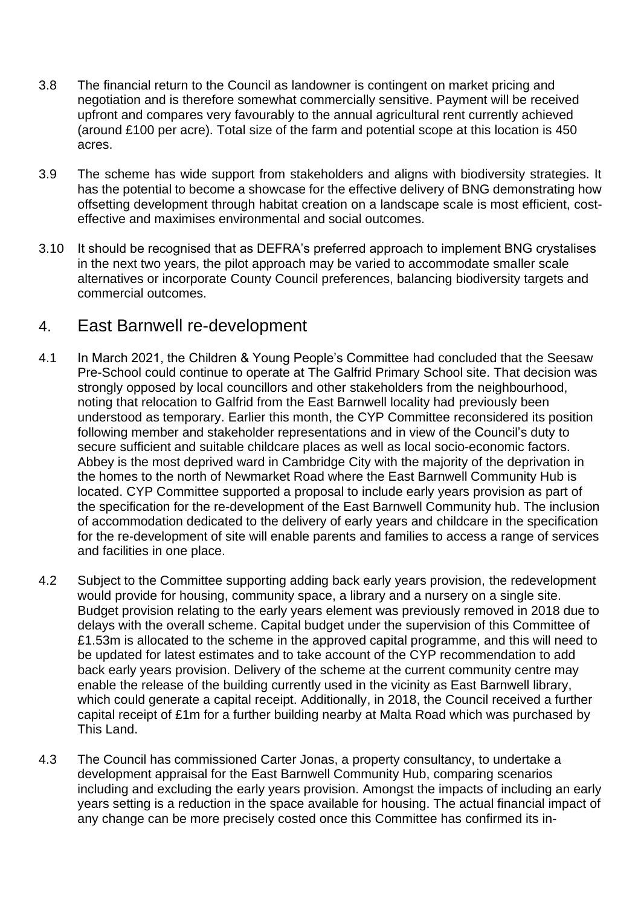3.8 The financial return to the Council as landowner is contingent on market pricing and negotiation and is therefore somewhat commercially sensitive. Payment will be received upfront and compares very favourably to the annual agricultural rent currently achieved (around £100 per acre). Total size of the farm and potential scope at this location is 450 acres.

3.9 The scheme has wide support from stakeholders and aligns with biodiversity strategies. It has the potential to become a showcase for the effective delivery of BNG demonstrating how offsetting development through habitat creation on a landscape scale is most efficient, cost-effective and maximises environmental and social outcomes.

3.10 It should be recognised that as DEFRA's preferred approach to implement BNG crystalises in the next two years, the pilot approach may be varied to accommodate smaller scale alternatives or incorporate County Council preferences, balancing biodiversity targets and commercial outcomes.

## 4. East Barnwell re-development

4.1 In March 2021, the Children & Young People's Committee had concluded that the Seesaw Pre-School could continue to operate at The Galfrid Primary School site. That decision was strongly opposed by local councillors and other stakeholders from the neighbourhood, noting that relocation to Galfrid from the East Barnwell locality had previously been understood as temporary. Earlier this month, the CYP Committee reconsidered its position following member and stakeholder representations and in view of the Council's duty to secure sufficient and suitable childcare places as well as local socio-economic factors. Abbey is the most deprived ward in Cambridge City with the majority of the deprivation in the homes to the north of Newmarket Road where the East Barnwell Community Hub is located. CYP Committee supported a proposal to include early years provision as part of the specification for the re-development of the East Barnwell Community hub. The inclusion of accommodation dedicated to the delivery of early years and childcare in the specification for the re-development of site will enable parents and families to access a range of services and facilities in one place.

4.2 Subject to the Committee supporting adding back early years provision, the redevelopment would provide for housing, community space, a library and a nursery on a single site. Budget provision relating to the early years element was previously removed in 2018 due to delays with the overall scheme. Capital budget under the supervision of this Committee of £1.53m is allocated to the scheme in the approved capital programme, and this will need to be updated for latest estimates and to take account of the CYP recommendation to add back early years provision. Delivery of the scheme at the current community centre may enable the release of the building currently used in the vicinity as East Barnwell library, which could generate a capital receipt. Additionally, in 2018, the Council received a further capital receipt of £1m for a further building nearby at Malta Road which was purchased by This Land.

4.3 The Council has commissioned Carter Jonas, a property consultancy, to undertake a development appraisal for the East Barnwell Community Hub, comparing scenarios including and excluding the early years provision. Amongst the impacts of including an early years setting is a reduction in the space available for housing. The actual financial impact of any change can be more precisely costed once this Committee has confirmed its in-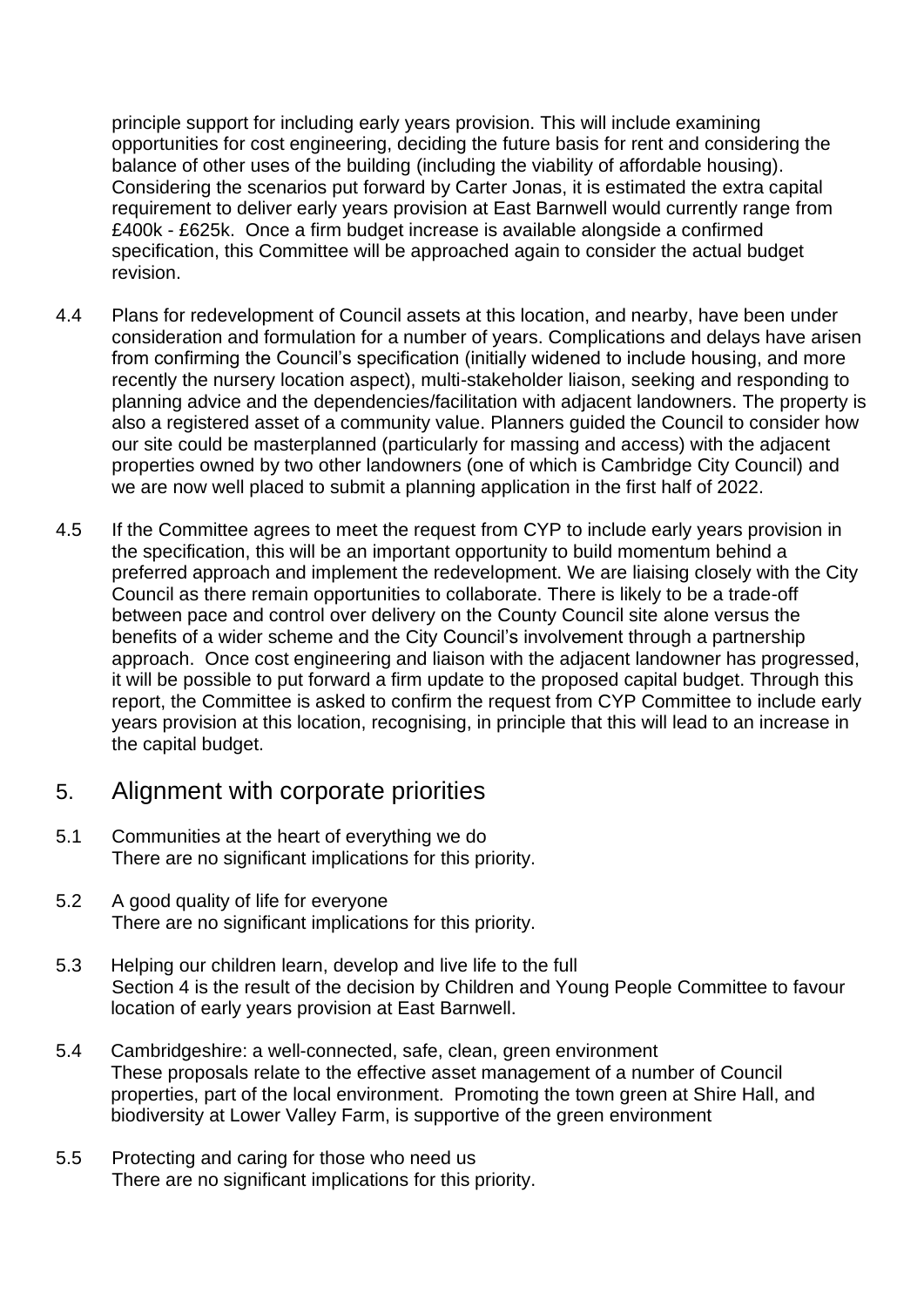principle support for including early years provision. This will include examining opportunities for cost engineering, deciding the future basis for rent and considering the balance of other uses of the building (including the viability of affordable housing). Considering the scenarios put forward by Carter Jonas, it is estimated the extra capital requirement to deliver early years provision at East Barnwell would currently range from £400k - £625k. Once a firm budget increase is available alongside a confirmed specification, this Committee will be approached again to consider the actual budget revision.

4.4 Plans for redevelopment of Council assets at this location, and nearby, have been under consideration and formulation for a number of years. Complications and delays have arisen from confirming the Council's specification (initially widened to include housing, and more recently the nursery location aspect), multi-stakeholder liaison, seeking and responding to planning advice and the dependencies/facilitation with adjacent landowners. The property is also a registered asset of a community value. Planners guided the Council to consider how our site could be masterplanned (particularly for massing and access) with the adjacent properties owned by two other landowners (one of which is Cambridge City Council) and we are now well placed to submit a planning application in the first half of 2022.

4.5 If the Committee agrees to meet the request from CYP to include early years provision in the specification, this will be an important opportunity to build momentum behind a preferred approach and implement the redevelopment. We are liaising closely with the City Council as there remain opportunities to collaborate. There is likely to be a trade-off between pace and control over delivery on the County Council site alone versus the benefits of a wider scheme and the City Council's involvement through a partnership approach. Once cost engineering and liaison with the adjacent landowner has progressed, it will be possible to put forward a firm update to the proposed capital budget. Through this report, the Committee is asked to confirm the request from CYP Committee to include early years provision at this location, recognising, in principle that this will lead to an increase in the capital budget.

## 5. Alignment with corporate priorities

5.1 Communities at the heart of everything we do
There are no significant implications for this priority.

5.2 A good quality of life for everyone
There are no significant implications for this priority.

5.3 Helping our children learn, develop and live life to the full
Section 4 is the result of the decision by Children and Young People Committee to favour location of early years provision at East Barnwell.

5.4 Cambridgeshire: a well-connected, safe, clean, green environment
These proposals relate to the effective asset management of a number of Council properties, part of the local environment. Promoting the town green at Shire Hall, and biodiversity at Lower Valley Farm, is supportive of the green environment

5.5 Protecting and caring for those who need us
There are no significant implications for this priority.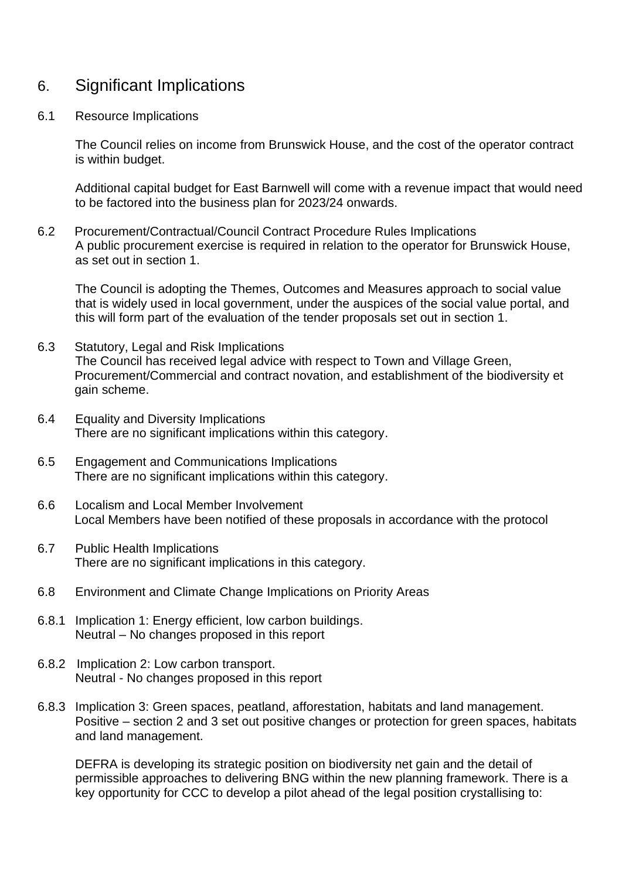## 6. Significant Implications

6.1 Resource Implications

The Council relies on income from Brunswick House, and the cost of the operator contract is within budget.

Additional capital budget for East Barnwell will come with a revenue impact that would need to be factored into the business plan for 2023/24 onwards.

6.2 Procurement/Contractual/Council Contract Procedure Rules Implications
A public procurement exercise is required in relation to the operator for Brunswick House, as set out in section 1.

The Council is adopting the Themes, Outcomes and Measures approach to social value that is widely used in local government, under the auspices of the social value portal, and this will form part of the evaluation of the tender proposals set out in section 1.

6.3 Statutory, Legal and Risk Implications
The Council has received legal advice with respect to Town and Village Green, Procurement/Commercial and contract novation, and establishment of the biodiversity et gain scheme.

6.4 Equality and Diversity Implications
There are no significant implications within this category.

6.5 Engagement and Communications Implications
There are no significant implications within this category.

6.6 Localism and Local Member Involvement
Local Members have been notified of these proposals in accordance with the protocol

6.7 Public Health Implications
There are no significant implications in this category.

6.8 Environment and Climate Change Implications on Priority Areas

6.8.1 Implication 1: Energy efficient, low carbon buildings.
Neutral – No changes proposed in this report

6.8.2 Implication 2: Low carbon transport.
Neutral - No changes proposed in this report

6.8.3 Implication 3: Green spaces, peatland, afforestation, habitats and land management.
Positive – section 2 and 3 set out positive changes or protection for green spaces, habitats and land management.

DEFRA is developing its strategic position on biodiversity net gain and the detail of permissible approaches to delivering BNG within the new planning framework. There is a key opportunity for CCC to develop a pilot ahead of the legal position crystallising to: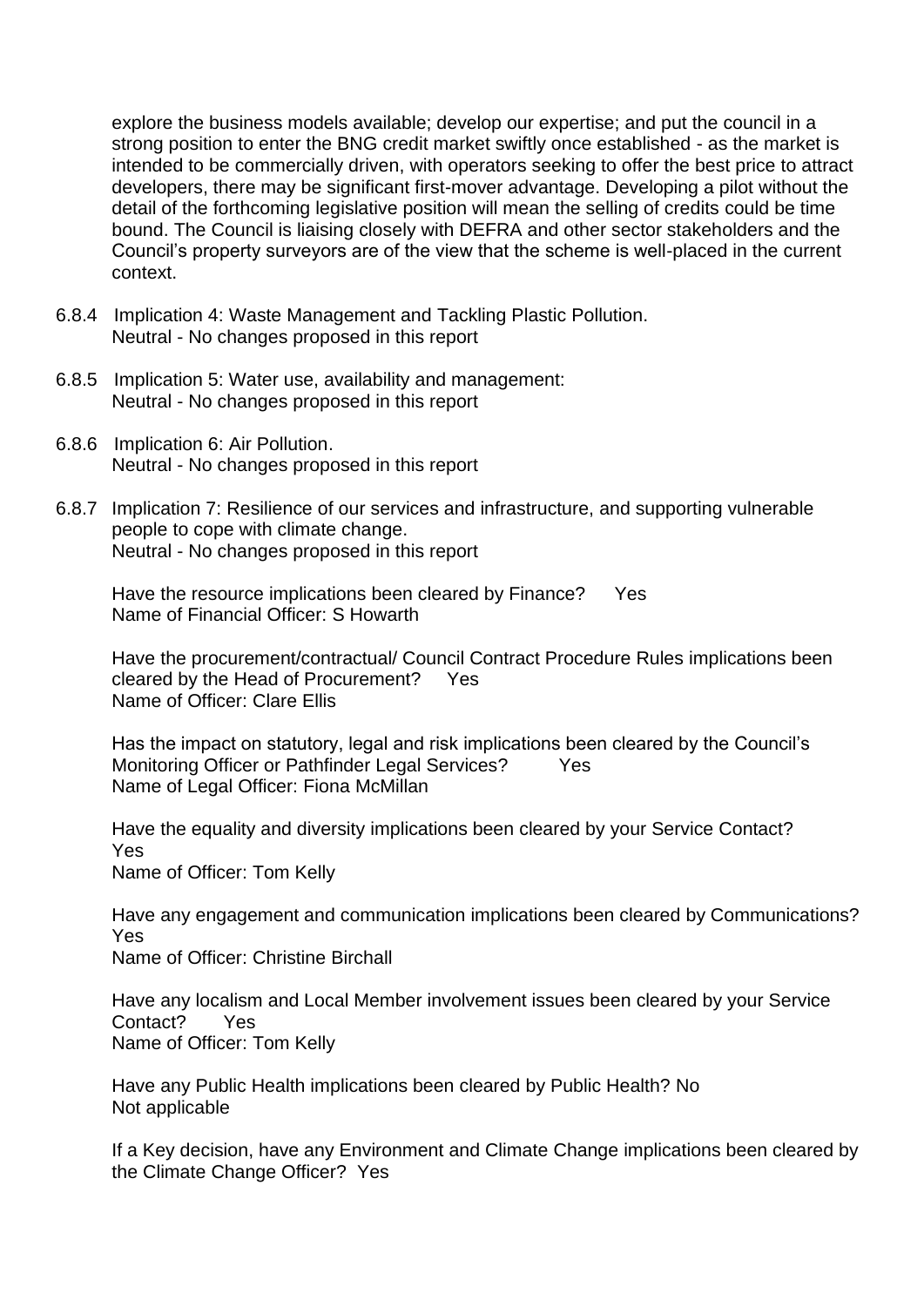explore the business models available; develop our expertise; and put the council in a strong position to enter the BNG credit market swiftly once established - as the market is intended to be commercially driven, with operators seeking to offer the best price to attract developers, there may be significant first-mover advantage. Developing a pilot without the detail of the forthcoming legislative position will mean the selling of credits could be time bound. The Council is liaising closely with DEFRA and other sector stakeholders and the Council's property surveyors are of the view that the scheme is well-placed in the current context.

6.8.4 Implication 4: Waste Management and Tackling Plastic Pollution.
Neutral - No changes proposed in this report

6.8.5 Implication 5: Water use, availability and management:
Neutral - No changes proposed in this report

6.8.6 Implication 6: Air Pollution.
Neutral - No changes proposed in this report

6.8.7 Implication 7: Resilience of our services and infrastructure, and supporting vulnerable people to cope with climate change.
Neutral - No changes proposed in this report

Have the resource implications been cleared by Finance? Yes
Name of Financial Officer: S Howarth

Have the procurement/contractual/ Council Contract Procedure Rules implications been cleared by the Head of Procurement? Yes
Name of Officer: Clare Ellis

Has the impact on statutory, legal and risk implications been cleared by the Council's Monitoring Officer or Pathfinder Legal Services? Yes
Name of Legal Officer: Fiona McMillan

Have the equality and diversity implications been cleared by your Service Contact?
Yes
Name of Officer: Tom Kelly

Have any engagement and communication implications been cleared by Communications?
Yes
Name of Officer: Christine Birchall

Have any localism and Local Member involvement issues been cleared by your Service Contact? Yes
Name of Officer: Tom Kelly

Have any Public Health implications been cleared by Public Health? No
Not applicable

If a Key decision, have any Environment and Climate Change implications been cleared by the Climate Change Officer? Yes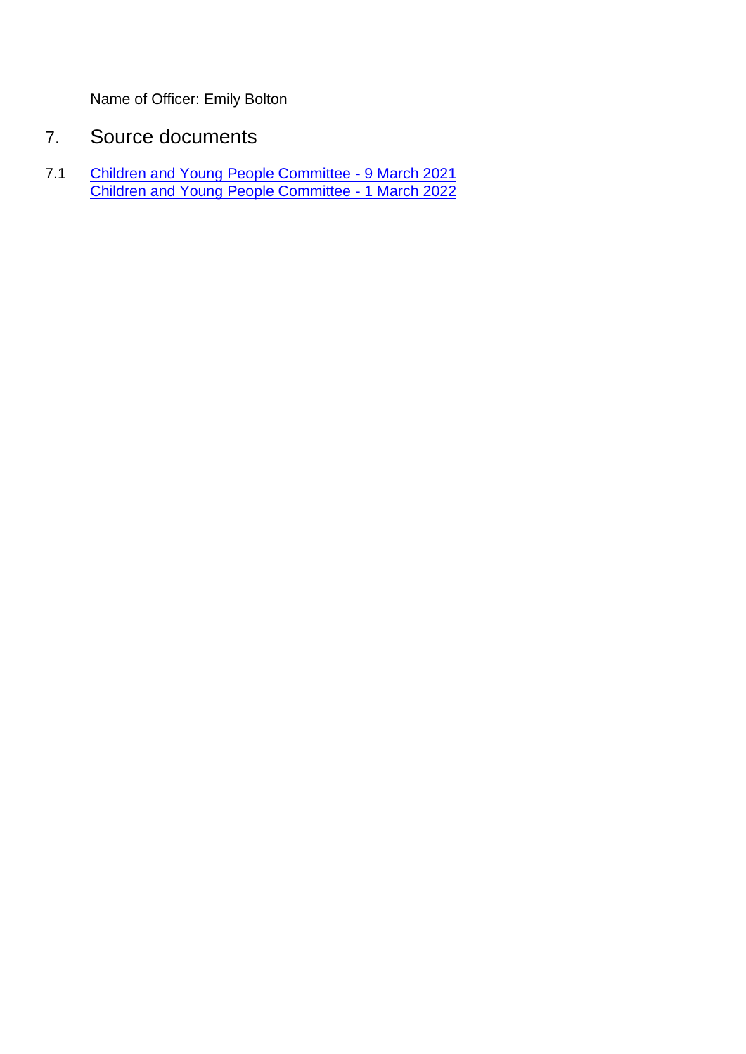Name of Officer: Emily Bolton

## 7. Source documents

7.1 Children and Young People Committee - 9 March 2021
Children and Young People Committee - 1 March 2022